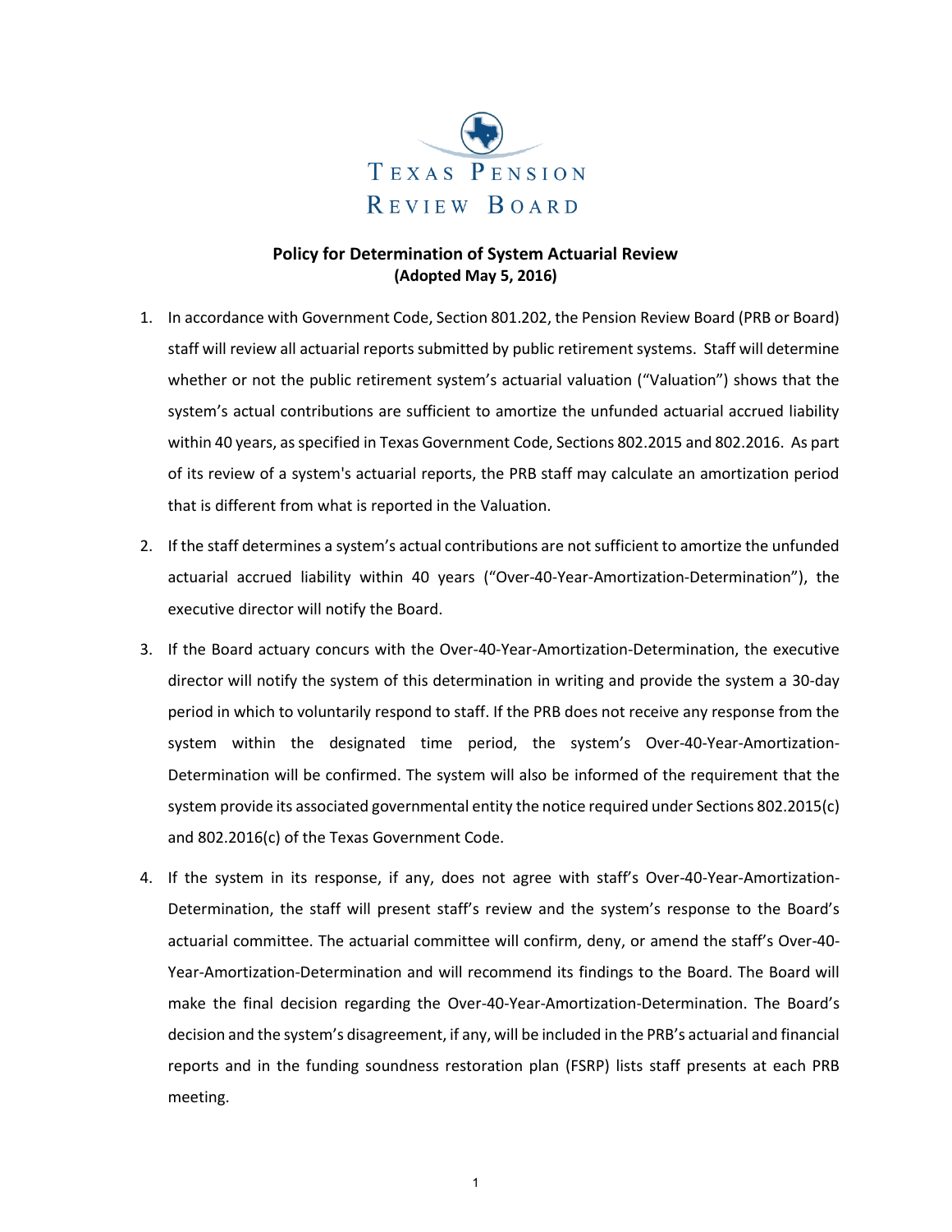TEXAS PENSION REVIEW BOARD

**Policy for Determination of System Actuarial Review**
**(Adopted May 5, 2016)**

1. In accordance with Government Code, Section 801.202, the Pension Review Board (PRB or Board) staff will review all actuarial reports submitted by public retirement systems. Staff will determine whether or not the public retirement system's actuarial valuation ("Valuation") shows that the system's actual contributions are sufficient to amortize the unfunded actuarial accrued liability within 40 years, as specified in Texas Government Code, Sections 802.2015 and 802.2016. As part of its review of a system's actuarial reports, the PRB staff may calculate an amortization period that is different from what is reported in the Valuation.

2. If the staff determines a system's actual contributions are not sufficient to amortize the unfunded actuarial accrued liability within 40 years ("Over-40-Year-Amortization-Determination"), the executive director will notify the Board.

3. If the Board actuary concurs with the Over-40-Year-Amortization-Determination, the executive director will notify the system of this determination in writing and provide the system a 30-day period in which to voluntarily respond to staff. If the PRB does not receive any response from the system within the designated time period, the system's Over-40-Year-Amortization-Determination will be confirmed. The system will also be informed of the requirement that the system provide its associated governmental entity the notice required under Sections 802.2015(c) and 802.2016(c) of the Texas Government Code.

4. If the system in its response, if any, does not agree with staff's Over-40-Year-Amortization-Determination, the staff will present staff's review and the system's response to the Board's actuarial committee. The actuarial committee will confirm, deny, or amend the staff's Over-40-Year-Amortization-Determination and will recommend its findings to the Board. The Board will make the final decision regarding the Over-40-Year-Amortization-Determination. The Board's decision and the system's disagreement, if any, will be included in the PRB's actuarial and financial reports and in the funding soundness restoration plan (FSRP) lists staff presents at each PRB meeting.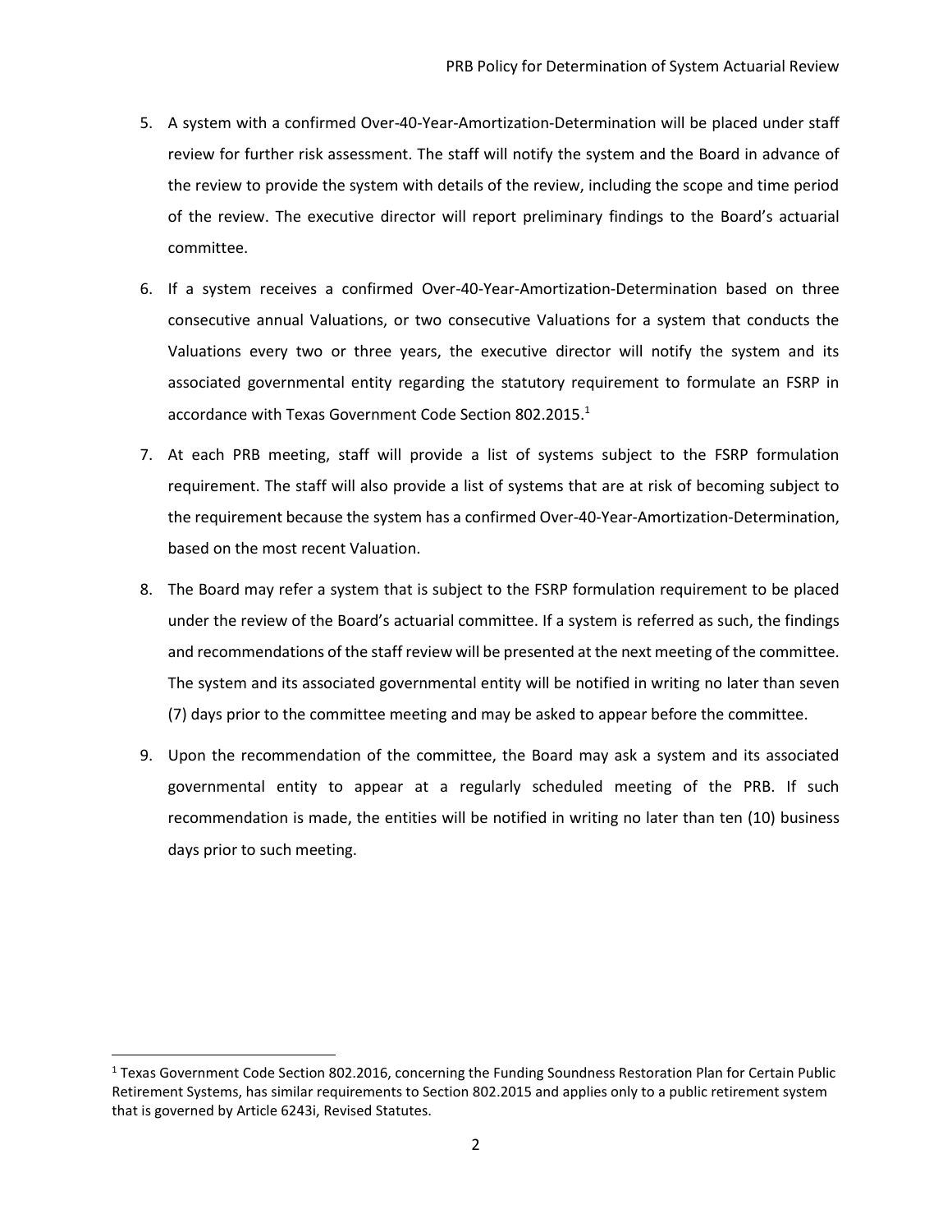5. A system with a confirmed Over-40-Year-Amortization-Determination will be placed under staff review for further risk assessment. The staff will notify the system and the Board in advance of the review to provide the system with details of the review, including the scope and time period of the review. The executive director will report preliminary findings to the Board's actuarial committee.

6. If a system receives a confirmed Over-40-Year-Amortization-Determination based on three consecutive annual Valuations, or two consecutive Valuations for a system that conducts the Valuations every two or three years, the executive director will notify the system and its associated governmental entity regarding the statutory requirement to formulate an FSRP in accordance with Texas Government Code Section 802.2015.[1]

7. At each PRB meeting, staff will provide a list of systems subject to the FSRP formulation requirement. The staff will also provide a list of systems that are at risk of becoming subject to the requirement because the system has a confirmed Over-40-Year-Amortization-Determination, based on the most recent Valuation.

8. The Board may refer a system that is subject to the FSRP formulation requirement to be placed under the review of the Board's actuarial committee. If a system is referred as such, the findings and recommendations of the staff review will be presented at the next meeting of the committee. The system and its associated governmental entity will be notified in writing no later than seven (7) days prior to the committee meeting and may be asked to appear before the committee.

9. Upon the recommendation of the committee, the Board may ask a system and its associated governmental entity to appear at a regularly scheduled meeting of the PRB. If such recommendation is made, the entities will be notified in writing no later than ten (10) business days prior to such meeting.

[1] Texas Government Code Section 802.2016, concerning the Funding Soundness Restoration Plan for Certain Public Retirement Systems, has similar requirements to Section 802.2015 and applies only to a public retirement system that is governed by Article 6243i, Revised Statutes.